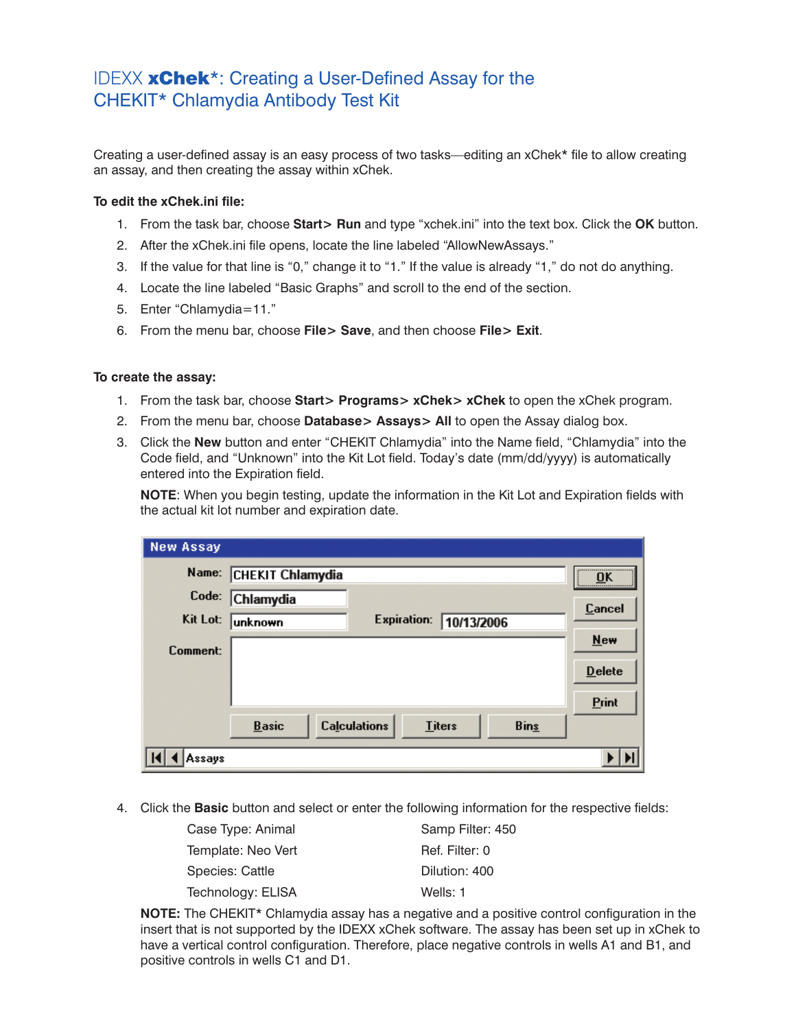# IDEXX **xChek***: Creating a User-Defined Assay for the CHEKIT* Chlamydia Antibody Test Kit

Creating a user-defined assay is an easy process of two tasks—editing an xChek* file to allow creating an assay, and then creating the assay within xChek.

**To edit the xChek.ini file:**

1. From the task bar, choose **Start> Run** and type “xchek.ini” into the text box. Click the **OK** button.
2. After the xChek.ini file opens, locate the line labeled “AllowNewAssays.”
3. If the value for that line is “0,” change it to “1.” If the value is already “1,” do not do anything.
4. Locate the line labeled “Basic Graphs” and scroll to the end of the section.
5. Enter “Chlamydia=11.”
6. From the menu bar, choose **File> Save**, and then choose **File> Exit**.

**To create the assay:**

1. From the task bar, choose **Start> Programs> xChek> xChek** to open the xChek program.
2. From the menu bar, choose **Database> Assays> All** to open the Assay dialog box.
3. Click the **New** button and enter “CHEKIT Chlamydia” into the Name field, “Chlamydia” into the Code field, and “Unknown” into the Kit Lot field. Today’s date (mm/dd/yyyy) is automatically entered into the Expiration field.

   **NOTE**: When you begin testing, update the information in the Kit Lot and Expiration fields with the actual kit lot number and expiration date.

   New Assay

   Name: CHEKIT Chlamydia
   Code: Chlamydia
   Kit Lot: unknown Expiration: 10/13/2006
   Comment:

   OK | Cancel | New | Delete | Print
   Basic | Calculations | Titers | Bins
   Assays

4. Click the **Basic** button and select or enter the following information for the respective fields:

   | | |
   |---|---|
   | Case Type: Animal | Samp Filter: 450 |
   | Template: Neo Vert | Ref. Filter: 0 |
   | Species: Cattle | Dilution: 400 |
   | Technology: ELISA | Wells: 1 |

   **NOTE:** The CHEKIT* Chlamydia assay has a negative and a positive control configuration in the insert that is not supported by the IDEXX xChek software. The assay has been set up in xChek to have a vertical control configuration. Therefore, place negative controls in wells A1 and B1, and positive controls in wells C1 and D1.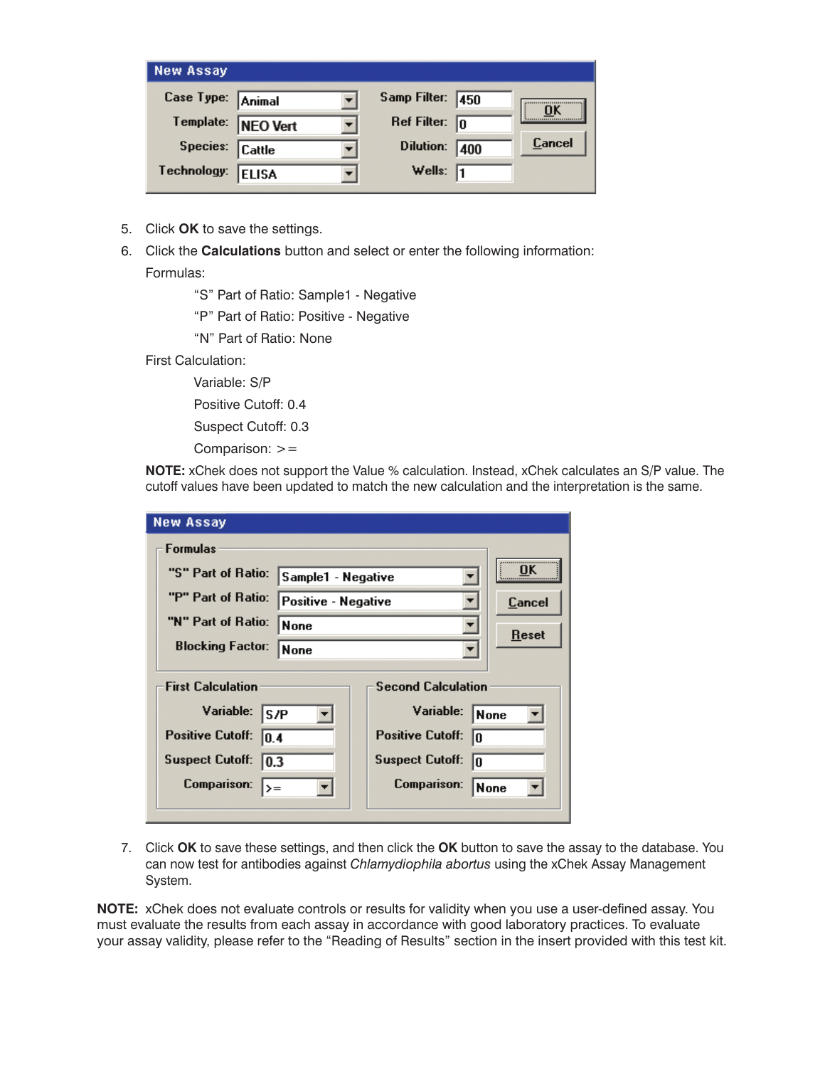**New Assay**

| Case Type: | Animal | Samp Filter: | 450 |
|---|---|---|---|
| Template: | NEO Vert | Ref Filter: | 0 |
| Species: | Cattle | Dilution: | 400 |
| Technology: | ELISA | Wells: | 1 |

OK | Cancel

5. Click **OK** to save the settings.
6. Click the **Calculations** button and select or enter the following information:

   Formulas:

   > "S" Part of Ratio: Sample1 - Negative
   >
   > "P" Part of Ratio: Positive - Negative
   >
   > "N" Part of Ratio: None

   First Calculation:

   > Variable: S/P
   >
   > Positive Cutoff: 0.4
   >
   > Suspect Cutoff: 0.3
   >
   > Comparison: >=

   **NOTE:** xChek does not support the Value % calculation. Instead, xChek calculates an S/P value. The cutoff values have been updated to match the new calculation and the interpretation is the same.

**New Assay**

Formulas

| "S" Part of Ratio: | Sample1 - Negative |
|---|---|
| "P" Part of Ratio: | Positive - Negative |
| "N" Part of Ratio: | None |
| Blocking Factor: | None |

OK | Cancel | Reset

| First Calculation | | Second Calculation | |
|---|---|---|---|
| Variable: | S/P | Variable: | None |
| Positive Cutoff: | 0.4 | Positive Cutoff: | 0 |
| Suspect Cutoff: | 0.3 | Suspect Cutoff: | 0 |
| Comparison: | >= | Comparison: | None |

7. Click **OK** to save these settings, and then click the **OK** button to save the assay to the database. You can now test for antibodies against *Chlamydiophila abortus* using the xChek Assay Management System.

**NOTE:** xChek does not evaluate controls or results for validity when you use a user-defined assay. You must evaluate the results from each assay in accordance with good laboratory practices. To evaluate your assay validity, please refer to the "Reading of Results" section in the insert provided with this test kit.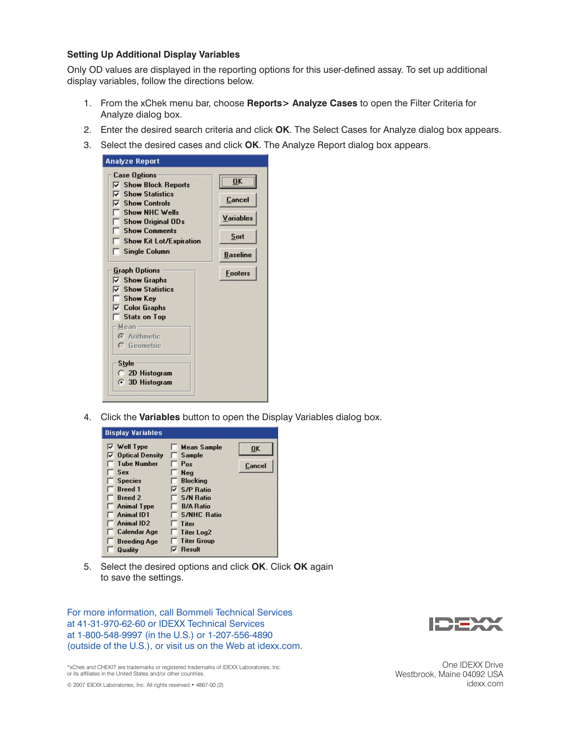### Setting Up Additional Display Variables

Only OD values are displayed in the reporting options for this user-defined assay. To set up additional display variables, follow the directions below.

1. From the xChek menu bar, choose **Reports> Analyze Cases** to open the Filter Criteria for Analyze dialog box.
2. Enter the desired search criteria and click **OK**. The Select Cases for Analyze dialog box appears.
3. Select the desired cases and click **OK**. The Analyze Report dialog box appears.

Analyze Report

Case Options
- [x] Show Block Reports
- [x] Show Statistics
- [x] Show Controls
- [ ] Show NHC Wells
- [ ] Show Original ODs
- [ ] Show Comments
- [ ] Show Kit Lot/Expiration
- [ ] Single Column

Graph Options
- [x] Show Graphs
- [x] Show Statistics
- [ ] Show Key
- [x] Color Graphs
- [ ] Stats on Top

Mean
- (•) Arithmetic
- ( ) Geometric

Style
- ( ) 2D Histogram
- (•) 3D Histogram

OK | Cancel | Variables | Sort | Baseline | Footers

4. Click the **Variables** button to open the Display Variables dialog box.

Display Variables

- [x] Well Type
- [x] Optical Density
- [ ] Tube Number
- [ ] Sex
- [ ] Species
- [ ] Breed 1
- [ ] Breed 2
- [ ] Animal Type
- [ ] Animal ID1
- [ ] Animal ID2
- [ ] Calendar Age
- [ ] Breeding Age
- [ ] Quality
- [ ] Mean Sample
- [ ] Sample
- [ ] Pos
- [ ] Neg
- [ ] Blocking
- [x] S/P Ratio
- [ ] S/N Ratio
- [ ] B/A Ratio
- [ ] S/NHC Ratio
- [ ] Titer
- [ ] Titer Log2
- [ ] Titer Group
- [x] Result

OK | Cancel

5. Select the desired options and click **OK**. Click **OK** again to save the settings.

For more information, call Bommeli Technical Services at 41-31-970-62-60 or IDEXX Technical Services at 1-800-548-9997 (in the U.S.) or 1-207-556-4890 (outside of the U.S.), or visit us on the Web at idexx.com.

IDEXX

*xChek and CHEKIT are trademarks or registered trademarks of IDEXX Laboratories, Inc. or its affiliates in the United States and/or other countries.

© 2007 IDEXX Laboratories, Inc. All rights reserved. • 4867-00 (2)

One IDEXX Drive
Westbrook, Maine 04092 USA
idexx.com